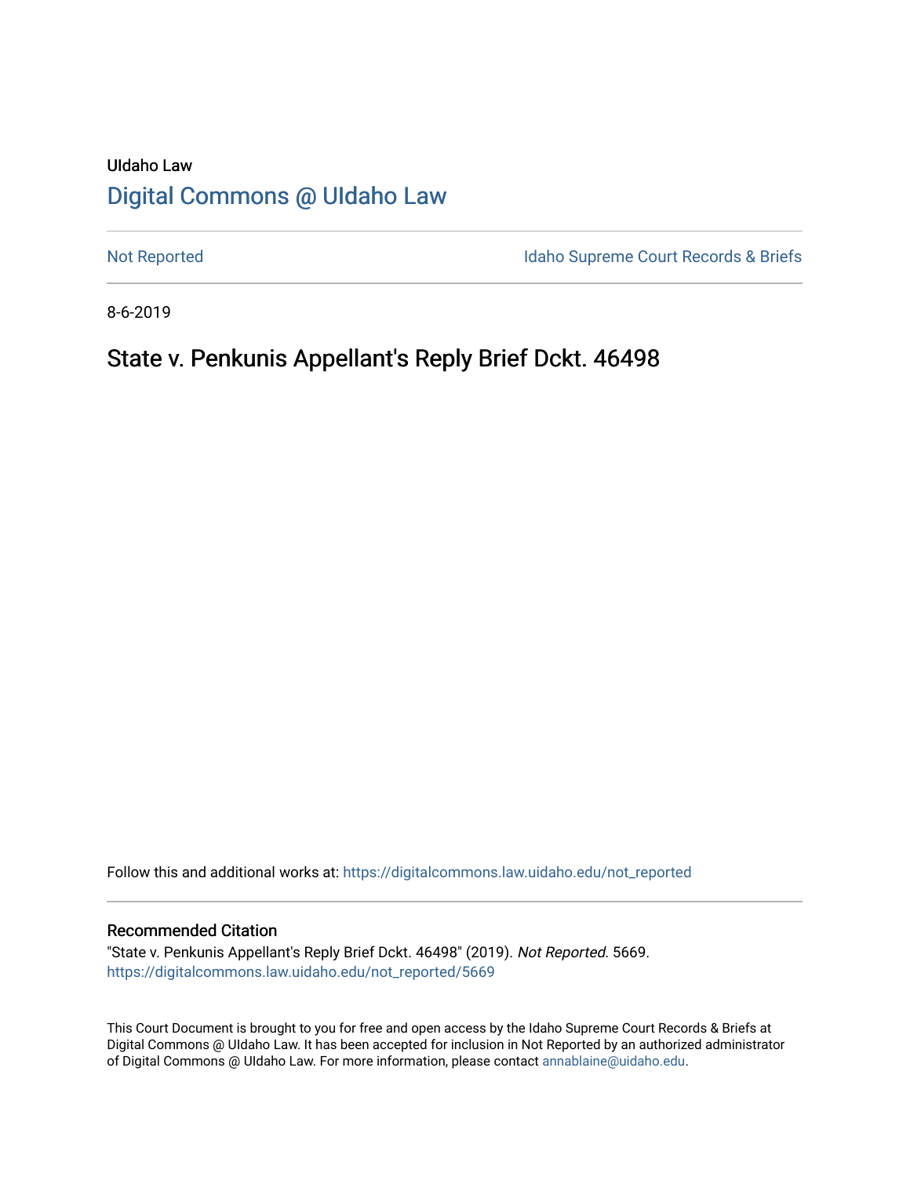UIdaho Law

# Digital Commons @ UIdaho Law

Not Reported

Idaho Supreme Court Records & Briefs

8-6-2019

## State v. Penkunis Appellant's Reply Brief Dckt. 46498

Follow this and additional works at: https://digitalcommons.law.uidaho.edu/not_reported

### Recommended Citation

"State v. Penkunis Appellant's Reply Brief Dckt. 46498" (2019). *Not Reported*. 5669.
https://digitalcommons.law.uidaho.edu/not_reported/5669

This Court Document is brought to you for free and open access by the Idaho Supreme Court Records & Briefs at Digital Commons @ UIdaho Law. It has been accepted for inclusion in Not Reported by an authorized administrator of Digital Commons @ UIdaho Law. For more information, please contact annablaine@uidaho.edu.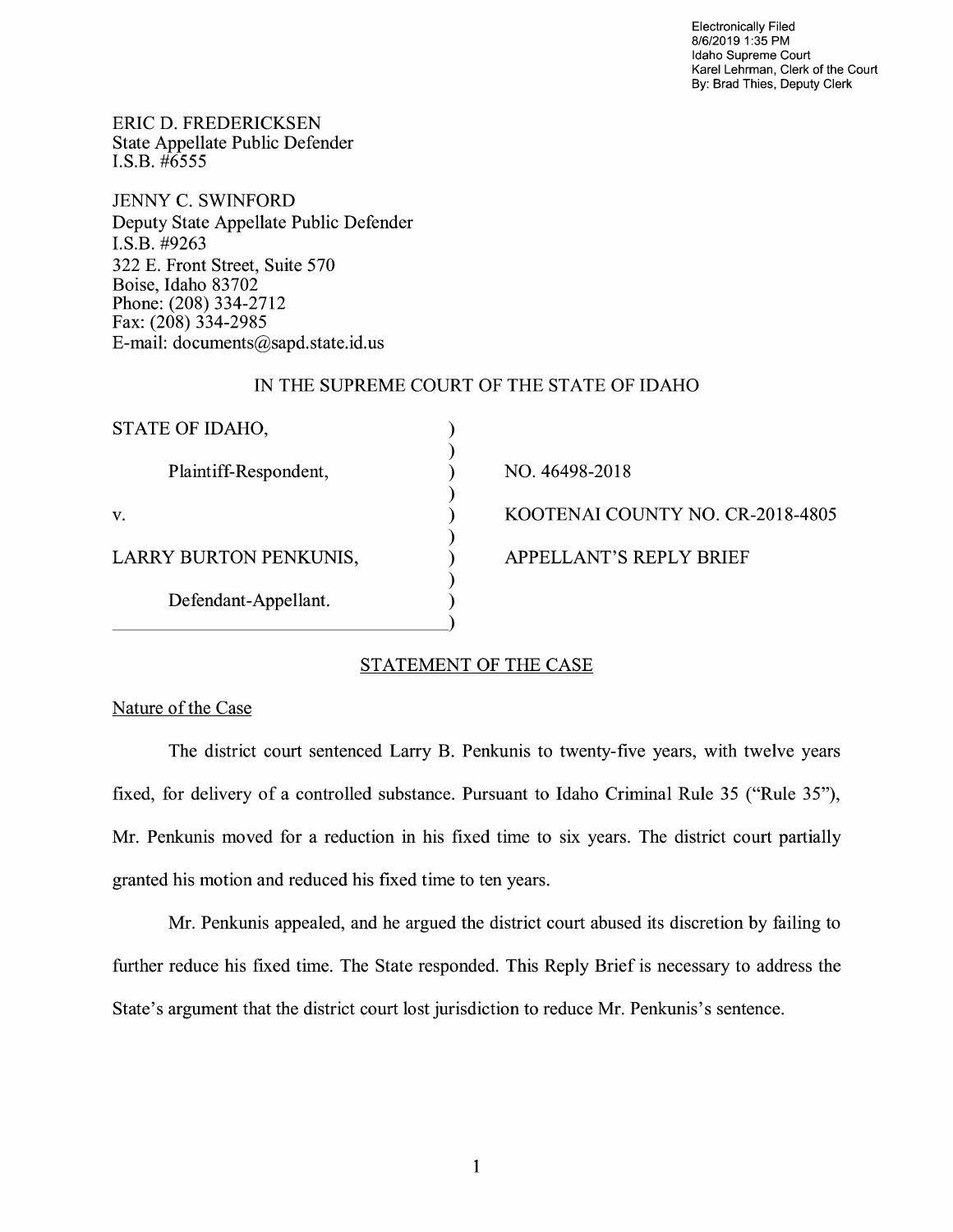Electronically Filed
8/6/2019 1:35 PM
Idaho Supreme Court
Karel Lehrman, Clerk of the Court
By: Brad Thies, Deputy Clerk

ERIC D. FREDERICKSEN
State Appellate Public Defender
I.S.B. #6555

JENNY C. SWINFORD
Deputy State Appellate Public Defender
I.S.B. #9263
322 E. Front Street, Suite 570
Boise, Idaho 83702
Phone: (208) 334-2712
Fax: (208) 334-2985
E-mail: documents@sapd.state.id.us

IN THE SUPREME COURT OF THE STATE OF IDAHO

| | | |
|---|---|---|
| STATE OF IDAHO, | ) | |
| | ) | |
| Plaintiff-Respondent, | ) | NO. 46498-2018 |
| | ) | |
| v. | ) | KOOTENAI COUNTY NO. CR-2018-4805 |
| | ) | |
| LARRY BURTON PENKUNIS, | ) | APPELLANT'S REPLY BRIEF |
| | ) | |
| Defendant-Appellant. | ) | |
| | ) | |

## STATEMENT OF THE CASE

### Nature of the Case

The district court sentenced Larry B. Penkunis to twenty-five years, with twelve years fixed, for delivery of a controlled substance. Pursuant to Idaho Criminal Rule 35 ("Rule 35"), Mr. Penkunis moved for a reduction in his fixed time to six years. The district court partially granted his motion and reduced his fixed time to ten years.

Mr. Penkunis appealed, and he argued the district court abused its discretion by failing to further reduce his fixed time. The State responded. This Reply Brief is necessary to address the State's argument that the district court lost jurisdiction to reduce Mr. Penkunis's sentence.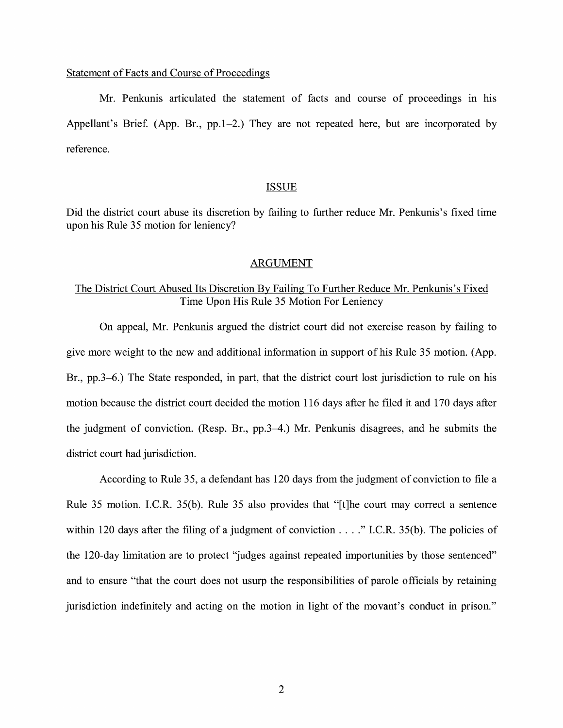Statement of Facts and Course of Proceedings

Mr. Penkunis articulated the statement of facts and course of proceedings in his Appellant's Brief. (App. Br., pp.1–2.) They are not repeated here, but are incorporated by reference.

## ISSUE

Did the district court abuse its discretion by failing to further reduce Mr. Penkunis's fixed time upon his Rule 35 motion for leniency?

## ARGUMENT

### The District Court Abused Its Discretion By Failing To Further Reduce Mr. Penkunis's Fixed Time Upon His Rule 35 Motion For Leniency

On appeal, Mr. Penkunis argued the district court did not exercise reason by failing to give more weight to the new and additional information in support of his Rule 35 motion. (App. Br., pp.3–6.) The State responded, in part, that the district court lost jurisdiction to rule on his motion because the district court decided the motion 116 days after he filed it and 170 days after the judgment of conviction. (Resp. Br., pp.3–4.) Mr. Penkunis disagrees, and he submits the district court had jurisdiction.

According to Rule 35, a defendant has 120 days from the judgment of conviction to file a Rule 35 motion. I.C.R. 35(b). Rule 35 also provides that "[t]he court may correct a sentence within 120 days after the filing of a judgment of conviction . . . ." I.C.R. 35(b). The policies of the 120-day limitation are to protect "judges against repeated importunities by those sentenced" and to ensure "that the court does not usurp the responsibilities of parole officials by retaining jurisdiction indefinitely and acting on the motion in light of the movant's conduct in prison."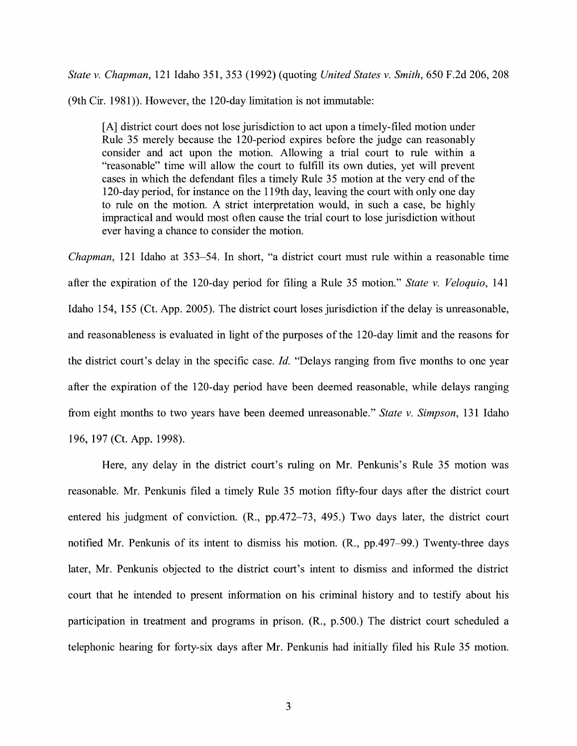*State v. Chapman*, 121 Idaho 351, 353 (1992) (quoting *United States v. Smith*, 650 F.2d 206, 208 (9th Cir. 1981)). However, the 120-day limitation is not immutable:

> [A] district court does not lose jurisdiction to act upon a timely-filed motion under Rule 35 merely because the 120-period expires before the judge can reasonably consider and act upon the motion. Allowing a trial court to rule within a "reasonable" time will allow the court to fulfill its own duties, yet will prevent cases in which the defendant files a timely Rule 35 motion at the very end of the 120-day period, for instance on the 119th day, leaving the court with only one day to rule on the motion. A strict interpretation would, in such a case, be highly impractical and would most often cause the trial court to lose jurisdiction without ever having a chance to consider the motion.

*Chapman*, 121 Idaho at 353–54. In short, "a district court must rule within a reasonable time after the expiration of the 120-day period for filing a Rule 35 motion." *State v. Veloquio*, 141 Idaho 154, 155 (Ct. App. 2005). The district court loses jurisdiction if the delay is unreasonable, and reasonableness is evaluated in light of the purposes of the 120-day limit and the reasons for the district court's delay in the specific case. *Id.* "Delays ranging from five months to one year after the expiration of the 120-day period have been deemed reasonable, while delays ranging from eight months to two years have been deemed unreasonable." *State v. Simpson*, 131 Idaho 196, 197 (Ct. App. 1998).

Here, any delay in the district court's ruling on Mr. Penkunis's Rule 35 motion was reasonable. Mr. Penkunis filed a timely Rule 35 motion fifty-four days after the district court entered his judgment of conviction. (R., pp.472–73, 495.) Two days later, the district court notified Mr. Penkunis of its intent to dismiss his motion. (R., pp.497–99.) Twenty-three days later, Mr. Penkunis objected to the district court's intent to dismiss and informed the district court that he intended to present information on his criminal history and to testify about his participation in treatment and programs in prison. (R., p.500.) The district court scheduled a telephonic hearing for forty-six days after Mr. Penkunis had initially filed his Rule 35 motion.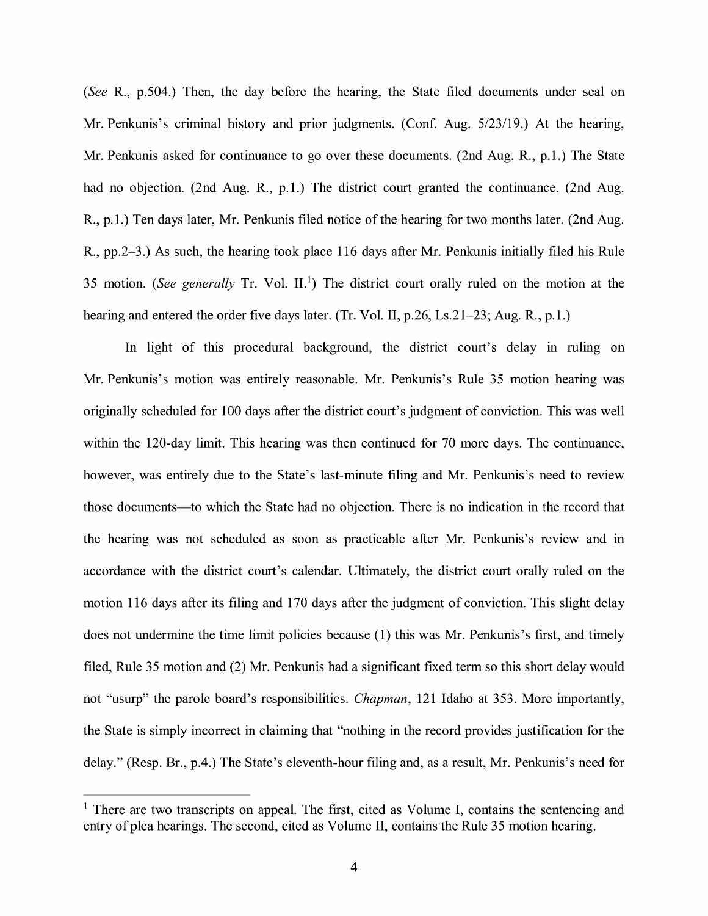(*See* R., p.504.) Then, the day before the hearing, the State filed documents under seal on Mr. Penkunis's criminal history and prior judgments. (Conf. Aug. 5/23/19.) At the hearing, Mr. Penkunis asked for continuance to go over these documents. (2nd Aug. R., p.1.) The State had no objection. (2nd Aug. R., p.1.) The district court granted the continuance. (2nd Aug. R., p.1.) Ten days later, Mr. Penkunis filed notice of the hearing for two months later. (2nd Aug. R., pp.2–3.) As such, the hearing took place 116 days after Mr. Penkunis initially filed his Rule 35 motion. (*See generally* Tr. Vol. II.[1]) The district court orally ruled on the motion at the hearing and entered the order five days later. (Tr. Vol. II, p.26, Ls.21–23; Aug. R., p.1.)

In light of this procedural background, the district court's delay in ruling on Mr. Penkunis's motion was entirely reasonable. Mr. Penkunis's Rule 35 motion hearing was originally scheduled for 100 days after the district court's judgment of conviction. This was well within the 120-day limit. This hearing was then continued for 70 more days. The continuance, however, was entirely due to the State's last-minute filing and Mr. Penkunis's need to review those documents—to which the State had no objection. There is no indication in the record that the hearing was not scheduled as soon as practicable after Mr. Penkunis's review and in accordance with the district court's calendar. Ultimately, the district court orally ruled on the motion 116 days after its filing and 170 days after the judgment of conviction. This slight delay does not undermine the time limit policies because (1) this was Mr. Penkunis's first, and timely filed, Rule 35 motion and (2) Mr. Penkunis had a significant fixed term so this short delay would not "usurp" the parole board's responsibilities. *Chapman*, 121 Idaho at 353. More importantly, the State is simply incorrect in claiming that "nothing in the record provides justification for the delay." (Resp. Br., p.4.) The State's eleventh-hour filing and, as a result, Mr. Penkunis's need for

---

[1] There are two transcripts on appeal. The first, cited as Volume I, contains the sentencing and entry of plea hearings. The second, cited as Volume II, contains the Rule 35 motion hearing.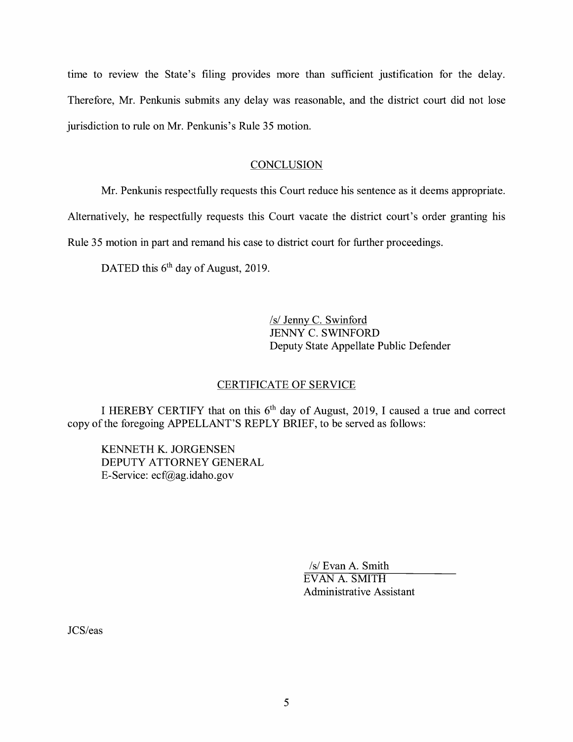time to review the State's filing provides more than sufficient justification for the delay. Therefore, Mr. Penkunis submits any delay was reasonable, and the district court did not lose jurisdiction to rule on Mr. Penkunis's Rule 35 motion.

## CONCLUSION

Mr. Penkunis respectfully requests this Court reduce his sentence as it deems appropriate. Alternatively, he respectfully requests this Court vacate the district court's order granting his Rule 35 motion in part and remand his case to district court for further proceedings.

DATED this 6th day of August, 2019.

/s/ Jenny C. Swinford
JENNY C. SWINFORD
Deputy State Appellate Public Defender

## CERTIFICATE OF SERVICE

I HEREBY CERTIFY that on this 6th day of August, 2019, I caused a true and correct copy of the foregoing APPELLANT'S REPLY BRIEF, to be served as follows:

KENNETH K. JORGENSEN
DEPUTY ATTORNEY GENERAL
E-Service: ecf@ag.idaho.gov

/s/ Evan A. Smith
EVAN A. SMITH
Administrative Assistant

JCS/eas